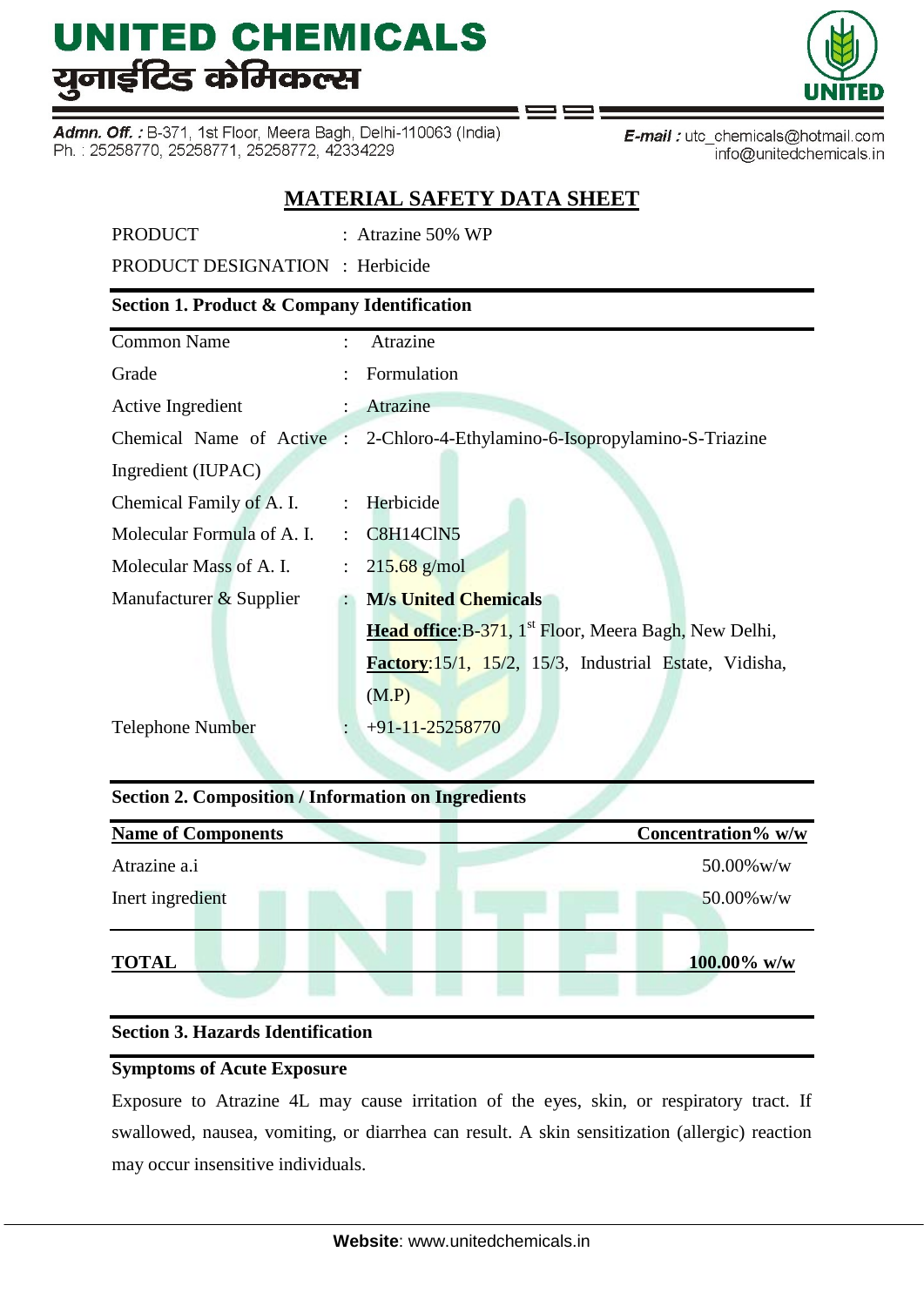# UNITED CHEMICALS
# युनाईटिड केमिकल्स

**Admn. Off. :** B-371, 1st Floor, Meera Bagh, Delhi-110063 (India)
Ph. : 25258770, 25258771, 25258772, 42334229

**E-mail :** utc_chemicals@hotmail.com
info@unitedchemicals.in

## MATERIAL SAFETY DATA SHEET

PRODUCT : Atrazine 50% WP

PRODUCT DESIGNATION : Herbicide

### Section 1. Product & Company Identification

| | | |
|---|---|---|
| Common Name | : | Atrazine |
| Grade | : | Formulation |
| Active Ingredient | : | Atrazine |
| Chemical Name of Active Ingredient (IUPAC) | : | 2-Chloro-4-Ethylamino-6-Isopropylamino-S-Triazine |
| Chemical Family of A. I. | : | Herbicide |
| Molecular Formula of A. I. | : | $C_8H_{14}ClN_5$ |
| Molecular Mass of A. I. | : | 215.68 g/mol |
| Manufacturer & Supplier | : | **M/s United Chemicals**<br>**Head office**:B-371, 1st Floor, Meera Bagh, New Delhi,<br>**Factory**:15/1, 15/2, 15/3, Industrial Estate, Vidisha, (M.P) |
| Telephone Number | : | +91-11-25258770 |

### Section 2. Composition / Information on Ingredients

| Name of Components | Concentration% w/w |
|---|---|
| Atrazine a.i | 50.00%w/w |
| Inert ingredient | 50.00%w/w |
| **TOTAL** | **100.00% w/w** |

### Section 3. Hazards Identification

**Symptoms of Acute Exposure**

Exposure to Atrazine 4L may cause irritation of the eyes, skin, or respiratory tract. If swallowed, nausea, vomiting, or diarrhea can result. A skin sensitization (allergic) reaction may occur insensitive individuals.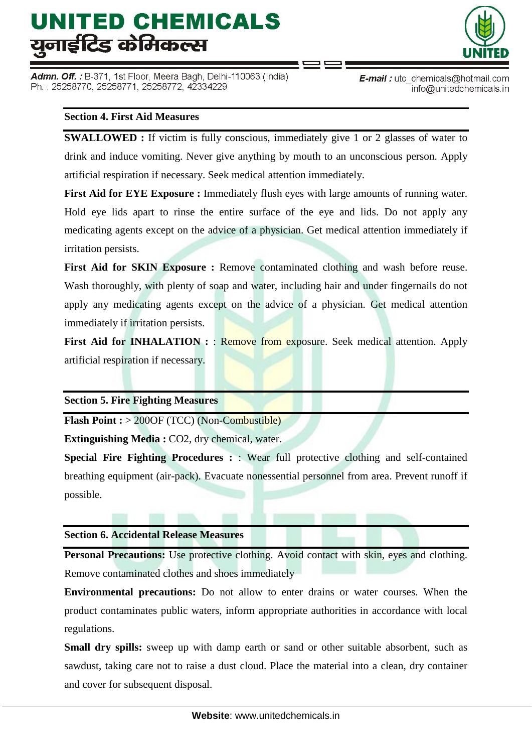## Section 4. First Aid Measures

**SWALLOWED :** If victim is fully conscious, immediately give 1 or 2 glasses of water to drink and induce vomiting. Never give anything by mouth to an unconscious person. Apply artificial respiration if necessary. Seek medical attention immediately.

**First Aid for EYE Exposure :** Immediately flush eyes with large amounts of running water. Hold eye lids apart to rinse the entire surface of the eye and lids. Do not apply any medicating agents except on the advice of a physician. Get medical attention immediately if irritation persists.

**First Aid for SKIN Exposure :** Remove contaminated clothing and wash before reuse. Wash thoroughly, with plenty of soap and water, including hair and under fingernails do not apply any medicating agents except on the advice of a physician. Get medical attention immediately if irritation persists.

**First Aid for INHALATION :** : Remove from exposure. Seek medical attention. Apply artificial respiration if necessary.

## Section 5. Fire Fighting Measures

**Flash Point :** > 200OF (TCC) (Non-Combustible)

**Extinguishing Media :** $CO_2$, dry chemical, water.

**Special Fire Fighting Procedures :** : Wear full protective clothing and self-contained breathing equipment (air-pack). Evacuate nonessential personnel from area. Prevent runoff if possible.

## Section 6. Accidental Release Measures

**Personal Precautions:** Use protective clothing. Avoid contact with skin, eyes and clothing. Remove contaminated clothes and shoes immediately

**Environmental precautions:** Do not allow to enter drains or water courses. When the product contaminates public waters, inform appropriate authorities in accordance with local regulations.

**Small dry spills:** sweep up with damp earth or sand or other suitable absorbent, such as sawdust, taking care not to raise a dust cloud. Place the material into a clean, dry container and cover for subsequent disposal.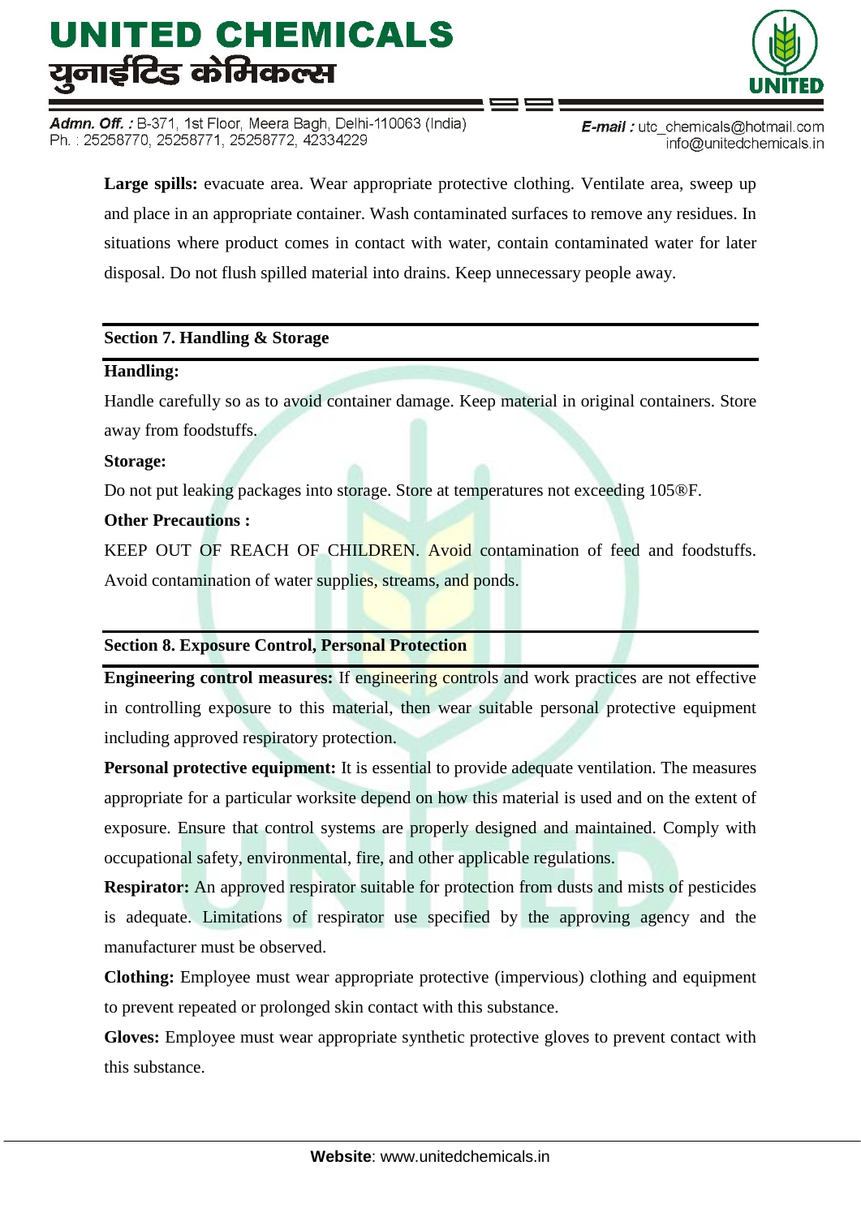**Large spills:** evacuate area. Wear appropriate protective clothing. Ventilate area, sweep up and place in an appropriate container. Wash contaminated surfaces to remove any residues. In situations where product comes in contact with water, contain contaminated water for later disposal. Do not flush spilled material into drains. Keep unnecessary people away.

## Section 7. Handling & Storage

**Handling:**

Handle carefully so as to avoid container damage. Keep material in original containers. Store away from foodstuffs.

**Storage:**

Do not put leaking packages into storage. Store at temperatures not exceeding 105®F.

**Other Precautions :**

KEEP OUT OF REACH OF CHILDREN. Avoid contamination of feed and foodstuffs. Avoid contamination of water supplies, streams, and ponds.

## Section 8. Exposure Control, Personal Protection

**Engineering control measures:** If engineering controls and work practices are not effective in controlling exposure to this material, then wear suitable personal protective equipment including approved respiratory protection.

**Personal protective equipment:** It is essential to provide adequate ventilation. The measures appropriate for a particular worksite depend on how this material is used and on the extent of exposure. Ensure that control systems are properly designed and maintained. Comply with occupational safety, environmental, fire, and other applicable regulations.

**Respirator:** An approved respirator suitable for protection from dusts and mists of pesticides is adequate. Limitations of respirator use specified by the approving agency and the manufacturer must be observed.

**Clothing:** Employee must wear appropriate protective (impervious) clothing and equipment to prevent repeated or prolonged skin contact with this substance.

**Gloves:** Employee must wear appropriate synthetic protective gloves to prevent contact with this substance.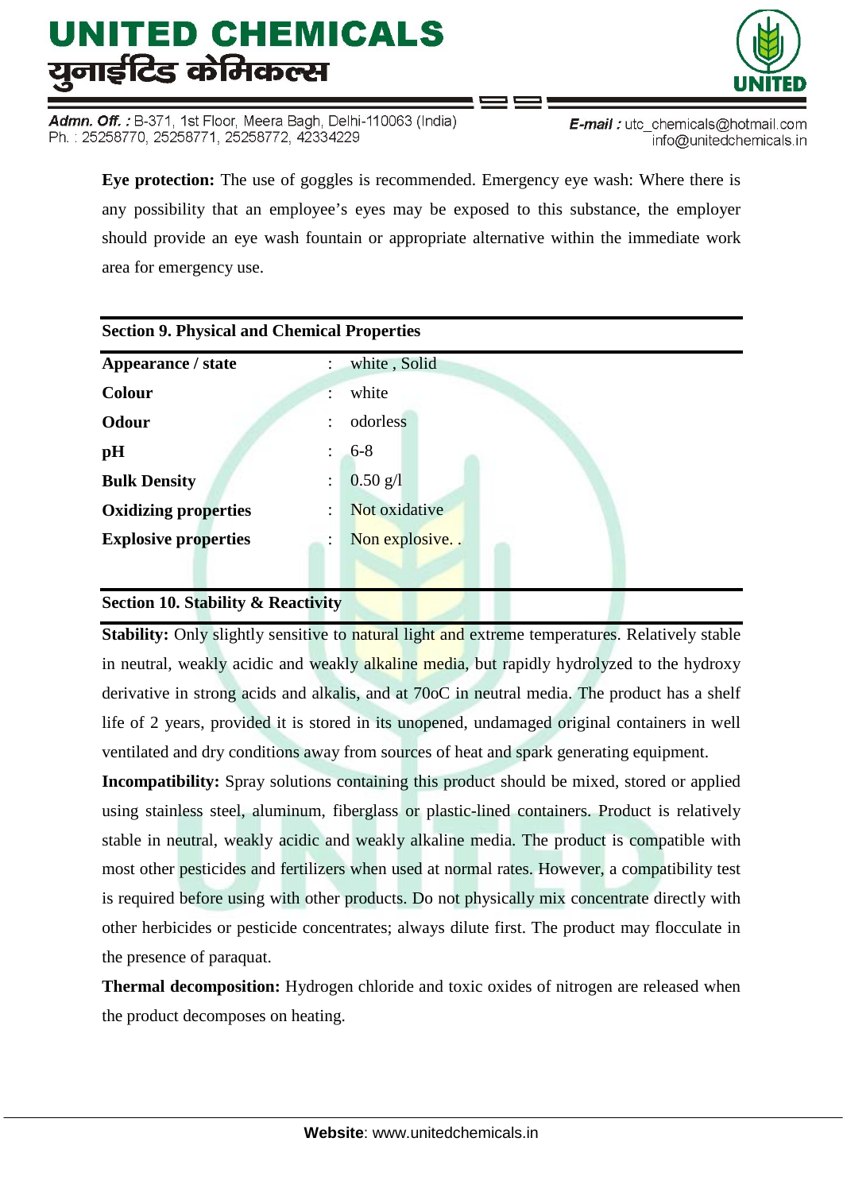**Eye protection:** The use of goggles is recommended. Emergency eye wash: Where there is any possibility that an employee's eyes may be exposed to this substance, the employer should provide an eye wash fountain or appropriate alternative within the immediate work area for emergency use.

## Section 9. Physical and Chemical Properties

| | | |
|---|---|---|
| **Appearance / state** | : | white , Solid |
| **Colour** | : | white |
| **Odour** | : | odorless |
| **pH** | : | 6-8 |
| **Bulk Density** | : | 0.50 g/l |
| **Oxidizing properties** | : | Not oxidative |
| **Explosive properties** | : | Non explosive. . |

## Section 10. Stability & Reactivity

**Stability:** Only slightly sensitive to natural light and extreme temperatures. Relatively stable in neutral, weakly acidic and weakly alkaline media, but rapidly hydrolyzed to the hydroxy derivative in strong acids and alkalis, and at 70oC in neutral media. The product has a shelf life of 2 years, provided it is stored in its unopened, undamaged original containers in well ventilated and dry conditions away from sources of heat and spark generating equipment.

**Incompatibility:** Spray solutions containing this product should be mixed, stored or applied using stainless steel, aluminum, fiberglass or plastic-lined containers. Product is relatively stable in neutral, weakly acidic and weakly alkaline media. The product is compatible with most other pesticides and fertilizers when used at normal rates. However, a compatibility test is required before using with other products. Do not physically mix concentrate directly with other herbicides or pesticide concentrates; always dilute first. The product may flocculate in the presence of paraquat.

**Thermal decomposition:** Hydrogen chloride and toxic oxides of nitrogen are released when the product decomposes on heating.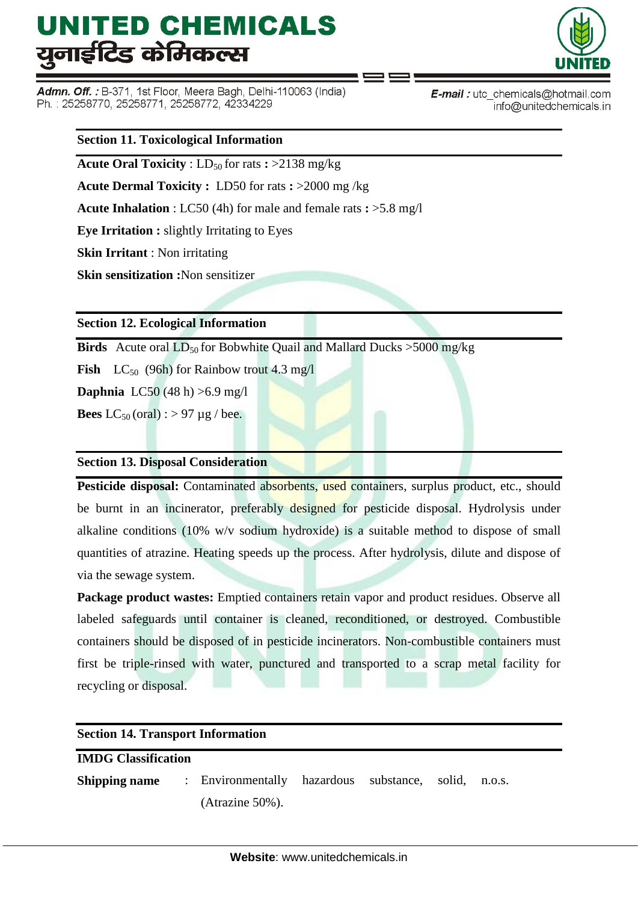## Section 11. Toxicological Information

**Acute Oral Toxicity** : $LD_{50}$ for rats **:** >2138 mg/kg

**Acute Dermal Toxicity :** LD50 for rats **:** >2000 mg /kg

**Acute Inhalation** : LC50 (4h) for male and female rats **:** >5.8 mg/l

**Eye Irritation :** slightly Irritating to Eyes

**Skin Irritant** : Non irritating

**Skin sensitization :**Non sensitizer

## Section 12. Ecological Information

**Birds** Acute oral $LD_{50}$ for Bobwhite Quail and Mallard Ducks >5000 mg/kg

**Fish** $LC_{50}$ (96h) for Rainbow trout 4.3 mg/l

**Daphnia** LC50 (48 h) >6.9 mg/l

**Bees** $LC_{50}$ (oral) : > 97 µg / bee.

## Section 13. Disposal Consideration

**Pesticide disposal:** Contaminated absorbents, used containers, surplus product, etc., should be burnt in an incinerator, preferably designed for pesticide disposal. Hydrolysis under alkaline conditions (10% w/v sodium hydroxide) is a suitable method to dispose of small quantities of atrazine. Heating speeds up the process. After hydrolysis, dilute and dispose of via the sewage system.

**Package product wastes:** Emptied containers retain vapor and product residues. Observe all labeled safeguards until container is cleaned, reconditioned, or destroyed. Combustible containers should be disposed of in pesticide incinerators. Non-combustible containers must first be triple-rinsed with water, punctured and transported to a scrap metal facility for recycling or disposal.

## Section 14. Transport Information

**IMDG Classification**

**Shipping name** : Environmentally hazardous substance, solid, n.o.s. (Atrazine 50%).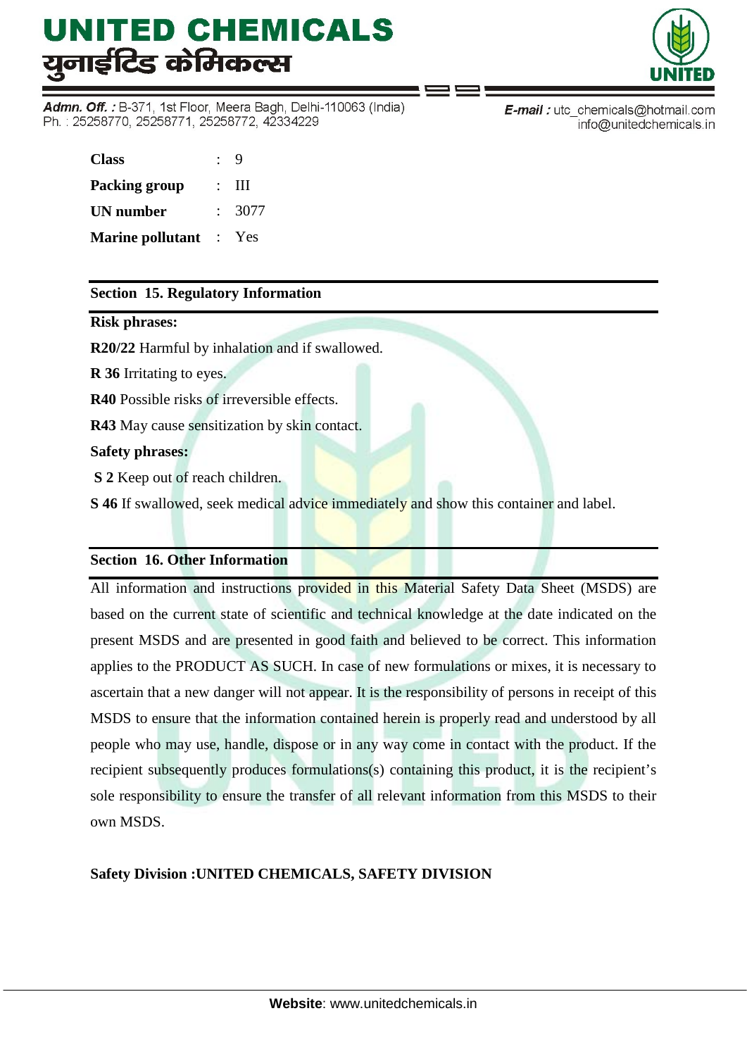| | | |
|---|---|---|
| **Class** | : | 9 |
| **Packing group** | : | III |
| **UN number** | : | 3077 |
| **Marine pollutant** | : | Yes |

## Section 15. Regulatory Information

**Risk phrases:**

**R20/22** Harmful by inhalation and if swallowed.

**R 36** Irritating to eyes.

**R40** Possible risks of irreversible effects.

**R43** May cause sensitization by skin contact.

**Safety phrases:**

**S 2** Keep out of reach children.

**S 46** If swallowed, seek medical advice immediately and show this container and label.

## Section 16. Other Information

All information and instructions provided in this Material Safety Data Sheet (MSDS) are based on the current state of scientific and technical knowledge at the date indicated on the present MSDS and are presented in good faith and believed to be correct. This information applies to the PRODUCT AS SUCH. In case of new formulations or mixes, it is necessary to ascertain that a new danger will not appear. It is the responsibility of persons in receipt of this MSDS to ensure that the information contained herein is properly read and understood by all people who may use, handle, dispose or in any way come in contact with the product. If the recipient subsequently produces formulations(s) containing this product, it is the recipient's sole responsibility to ensure the transfer of all relevant information from this MSDS to their own MSDS.

**Safety Division :UNITED CHEMICALS, SAFETY DIVISION**